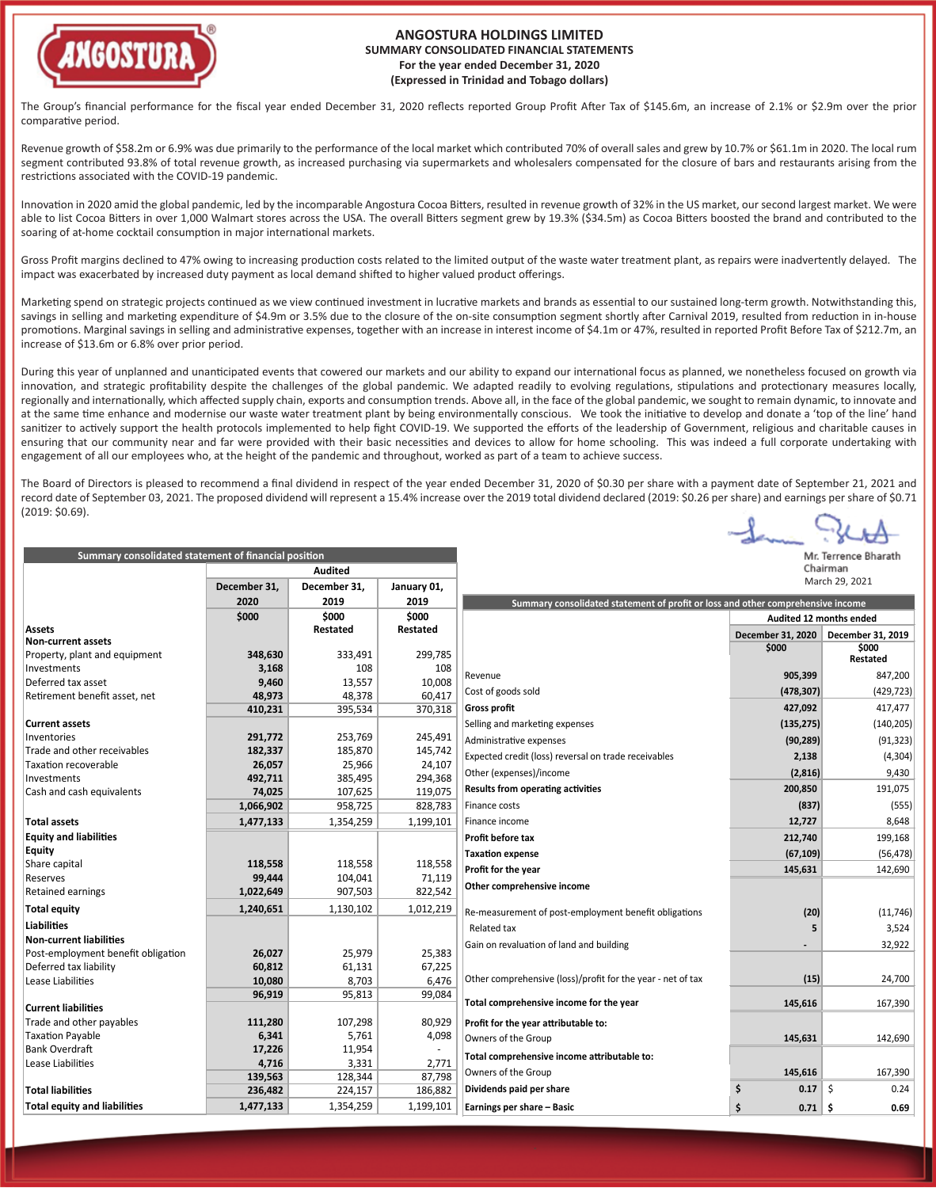# ANGOSTURA HOLDINGS LIMITED

## SUMMARY CONSOLIDATED FINANCIAL STATEMENTS

### For the year ended December 31, 2020

### (Expressed in Trinidad and Tobago dollars)

The Group's financial performance for the fiscal year ended December 31, 2020 reflects reported Group Profit After Tax of $145.6m, an increase of 2.1% or $2.9m over the prior comparative period.

Revenue growth of $58.2m or 6.9% was due primarily to the performance of the local market which contributed 70% of overall sales and grew by 10.7% or $61.1m in 2020. The local rum segment contributed 93.8% of total revenue growth, as increased purchasing via supermarkets and wholesalers compensated for the closure of bars and restaurants arising from the restrictions associated with the COVID-19 pandemic.

Innovation in 2020 amid the global pandemic, led by the incomparable Angostura Cocoa Bitters, resulted in revenue growth of 32% in the US market, our second largest market. We were able to list Cocoa Bitters in over 1,000 Walmart stores across the USA. The overall Bitters segment grew by 19.3% ($34.5m) as Cocoa Bitters boosted the brand and contributed to the soaring of at-home cocktail consumption in major international markets.

Gross Profit margins declined to 47% owing to increasing production costs related to the limited output of the waste water treatment plant, as repairs were inadvertently delayed. The impact was exacerbated by increased duty payment as local demand shifted to higher valued product offerings.

Marketing spend on strategic projects continued as we view continued investment in lucrative markets and brands as essential to our sustained long-term growth. Notwithstanding this, savings in selling and marketing expenditure of $4.9m or 3.5% due to the closure of the on-site consumption segment shortly after Carnival 2019, resulted from reduction in in-house promotions. Marginal savings in selling and administrative expenses, together with an increase in interest income of $4.1m or 47%, resulted in reported Profit Before Tax of $212.7m, an increase of $13.6m or 6.8% over prior period.

During this year of unplanned and unanticipated events that cowered our markets and our ability to expand our international focus as planned, we nonetheless focused on growth via innovation, and strategic profitability despite the challenges of the global pandemic. We adapted readily to evolving regulations, stipulations and protectionary measures locally, regionally and internationally, which affected supply chain, exports and consumption trends. Above all, in the face of the global pandemic, we sought to remain dynamic, to innovate and at the same time enhance and modernise our waste water treatment plant by being environmentally conscious. We took the initiative to develop and donate a 'top of the line' hand sanitizer to actively support the health protocols implemented to help fight COVID-19. We supported the efforts of the leadership of Government, religious and charitable causes in ensuring that our community near and far were provided with their basic necessities and devices to allow for home schooling. This was indeed a full corporate undertaking with engagement of all our employees who, at the height of the pandemic and throughout, worked as part of a team to achieve success.

The Board of Directors is pleased to recommend a final dividend in respect of the year ended December 31, 2020 of $0.30 per share with a payment date of September 21, 2021 and record date of September 03, 2021. The proposed dividend will represent a 15.4% increase over the 2019 total dividend declared (2019: $0.26 per share) and earnings per share of $0.71 (2019: $0.69).

Mr. Terrence Bharath
Chairman
March 29, 2021

**Summary consolidated statement of financial position**

| | | Audited | |
|---|---|---|---|
| | December 31, 2020 | December 31, 2019 | January 01, 2019 |
| | $000 | $000 Restated | $000 Restated |
| **Assets** | | | |
| **Non-current assets** | | | |
| Property, plant and equipment | 348,630 | 333,491 | 299,785 |
| Investments | 3,168 | 108 | 108 |
| Deferred tax asset | 9,460 | 13,557 | 10,008 |
| Retirement benefit asset, net | 48,973 | 48,378 | 60,417 |
| | 410,231 | 395,534 | 370,318 |
| **Current assets** | | | |
| Inventories | 291,772 | 253,769 | 245,491 |
| Trade and other receivables | 182,337 | 185,870 | 145,742 |
| Taxation recoverable | 26,057 | 25,966 | 24,107 |
| Investments | 492,711 | 385,495 | 294,368 |
| Cash and cash equivalents | 74,025 | 107,625 | 119,075 |
| | 1,066,902 | 958,725 | 828,783 |
| **Total assets** | 1,477,133 | 1,354,259 | 1,199,101 |
| **Equity and liabilities** | | | |
| **Equity** | | | |
| Share capital | 118,558 | 118,558 | 118,558 |
| Reserves | 99,444 | 104,041 | 71,119 |
| Retained earnings | 1,022,649 | 907,503 | 822,542 |
| **Total equity** | 1,240,651 | 1,130,102 | 1,012,219 |
| **Liabilities** | | | |
| **Non-current liabilities** | | | |
| Post-employment benefit obligation | 26,027 | 25,979 | 25,383 |
| Deferred tax liability | 60,812 | 61,131 | 67,225 |
| Lease Liabilities | 10,080 | 8,703 | 6,476 |
| | 96,919 | 95,813 | 99,084 |
| **Current liabilities** | | | |
| Trade and other payables | 111,280 | 107,298 | 80,929 |
| Taxation Payable | 6,341 | 5,761 | 4,098 |
| Bank Overdraft | 17,226 | 11,954 | - |
| Lease Liabilities | 4,716 | 3,331 | 2,771 |
| | 139,563 | 128,344 | 87,798 |
| **Total liabilities** | 236,482 | 224,157 | 186,882 |
| **Total equity and liabilities** | 1,477,133 | 1,354,259 | 1,199,101 |

**Summary consolidated statement of profit or loss and other comprehensive income**

| | Audited 12 months ended | |
|---|---|---|
| | December 31, 2020 | December 31, 2019 |
| | $000 | $000 Restated |
| Revenue | 905,399 | 847,200 |
| Cost of goods sold | (478,307) | (429,723) |
| **Gross profit** | 427,092 | 417,477 |
| Selling and marketing expenses | (135,275) | (140,205) |
| Administrative expenses | (90,289) | (91,323) |
| Expected credit (loss) reversal on trade receivables | 2,138 | (4,304) |
| Other (expenses)/income | (2,816) | 9,430 |
| **Results from operating activities** | 200,850 | 191,075 |
| Finance costs | (837) | (555) |
| Finance income | 12,727 | 8,648 |
| **Profit before tax** | 212,740 | 199,168 |
| **Taxation expense** | (67,109) | (56,478) |
| **Profit for the year** | 145,631 | 142,690 |
| **Other comprehensive income** | | |
| Re-measurement of post-employment benefit obligations | (20) | (11,746) |
| Related tax | 5 | 3,524 |
| Gain on revaluation of land and building | - | 32,922 |
| Other comprehensive (loss)/profit for the year - net of tax | (15) | 24,700 |
| **Total comprehensive income for the year** | 145,616 | 167,390 |
| **Profit for the year attributable to:** | | |
| Owners of the Group | 145,631 | 142,690 |
| **Total comprehensive income attributable to:** | | |
| Owners of the Group | 145,616 | 167,390 |
| **Dividends paid per share** | $ 0.17 | $ 0.24 |
| **Earnings per share – Basic** | $ 0.71 | $ 0.69 |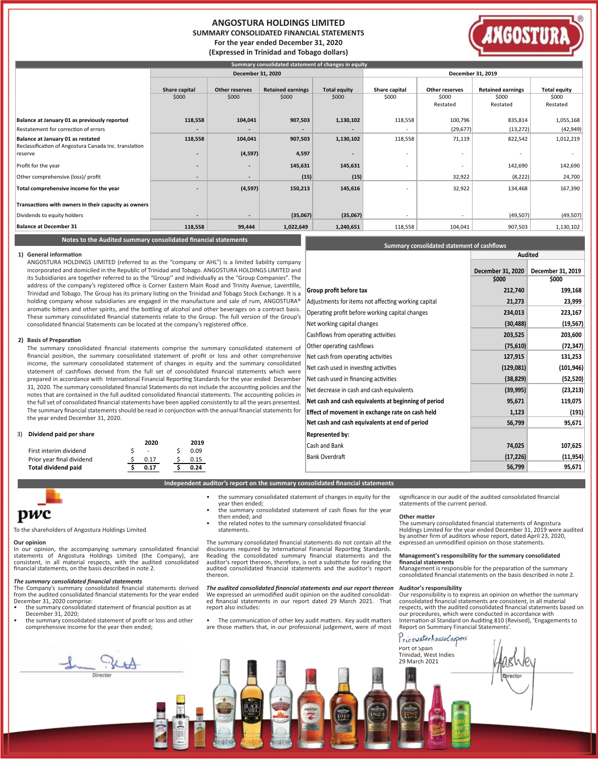# ANGOSTURA HOLDINGS LIMITED

## SUMMARY CONSOLIDATED FINANCIAL STATEMENTS

**For the year ended December 31, 2020**

**(Expressed in Trinidad and Tobago dollars)**

### Summary consolidated statement of changes in equity

| | December 31, 2020 | | | | December 31, 2019 | | | |
|---|---|---|---|---|---|---|---|---|
| | Share capital $000 | Other reserves $000 | Retained earnings $000 | Total equity $000 | Share capital $000 | Other reserves $000 Restated | Retained earnings $000 Restated | Total equity $000 Restated |
| **Balance at January 01 as previously reported** | **118,558** | **104,041** | **907,503** | **1,130,102** | 118,558 | 100,796 | 835,814 | 1,055,168 |
| Restatement for correction of errors | **-** | **-** | **-** | **-** | - | (29,677) | (13,272) | (42,949) |
| **Balance at January 01 as restated** | **118,558** | **104,041** | **907,503** | **1,130,102** | 118,558 | 71,119 | 822,542 | 1,012,219 |
| Reclassification of Angostura Canada Inc. translation reserve | **-** | **(4,597)** | **4,597** | **-** | - | - | - | - |
| Profit for the year | **-** | **-** | **145,631** | **145,631** | - | - | 142,690 | 142,690 |
| Other comprehensive (loss)/ profit | **-** | **-** | **(15)** | **(15)** | | 32,922 | (8,222) | 24,700 |
| **Total comprehensive income for the year** | **-** | **(4,597)** | **150,213** | **145,616** | - | 32,922 | 134,468 | 167,390 |
| **Transactions with owners in their capacity as owners** | | | | | | | | |
| Dividends to equity holders | **-** | **-** | **(35,067)** | **(35,067)** | - | - | (49,507) | (49,507) |
| **Balance at December 31** | **118,558** | **99,444** | **1,022,649** | **1,240,651** | 118,558 | 104,041 | 907,503 | 1,130,102 |

### Notes to the Audited summary consolidated financial statements

**1) General information**

ANGOSTURA HOLDINGS LIMITED (referred to as the "company or AHL") is a limited liability company incorporated and domiciled in the Republic of Trinidad and Tobago. ANGOSTURA HOLDINGS LIMITED and its Subsidiaries are together referred to as the "Group" and individually as the "Group Companies". The address of the company's registered office is Corner Eastern Main Road and Trinity Avenue, Laventille, Trinidad and Tobago. The Group has its primary listing on the Trinidad and Tobago Stock Exchange. It is a holding company whose subsidiaries are engaged in the manufacture and sale of rum, ANGOSTURA® aromatic bitters and other spirits, and the bottling of alcohol and other beverages on a contract basis. These summary consolidated financial statements relate to the Group. The full version of the Group's consolidated financial Statements can be located at the company's registered office.

**2) Basis of Preparation**

The summary consolidated financial statements comprise the summary consolidated statement of financial position, the summary consolidated statement of profit or loss and other comprehensive income, the summary consolidated statement of changes in equity and the summary consolidated statement of cashflows derived from the full set of consolidated financial statements which were prepared in accordance with International Financial Reporting Standards for the year ended December 31, 2020. The summary consolidated financial Statements do not include the accounting policies and the notes that are contained in the full audited consolidated financial statements. The accounting policies in the full set of consolidated financial statements have been applied consistently to all the years presented. The summary financial statements should be read in conjunction with the annual financial statements for the year ended December 31, 2020.

**3) Dividend paid per share**

| | 2020 | 2019 |
|---|---|---|
| First interim dividend | $ - | $ 0.09 |
| Prior year final dividend | $ 0.17 | $ 0.15 |
| **Total dividend paid** | **$ 0.17** | **$ 0.24** |

### Summary consolidated statement of cashflows

| | Audited | |
|---|---|---|
| | **December 31, 2020 $000** | **December 31, 2019 $000** |
| **Group profit before tax** | **212,740** | **199,168** |
| Adjustments for items not affecting working capital | **21,273** | **23,999** |
| Operating profit before working capital changes | **234,013** | **223,167** |
| Net working capital changes | **(30,488)** | **(19,567)** |
| Cashflows from operating activities | **203,525** | **203,600** |
| Other operating cashflows | **(75,610)** | **(72,347)** |
| Net cash from operating activities | **127,915** | **131,253** |
| Net cash used in investing activities | **(129,081)** | **(101,946)** |
| Net cash used in financing activities | **(38,829)** | **(52,520)** |
| Net decrease in cash and cash equivalents | **(39,995)** | **(23,213)** |
| **Net cash and cash equivalents at beginning of period** | **95,671** | **119,075** |
| **Effect of movement in exchange rate on cash held** | **1,123** | **(191)** |
| **Net cash and cash equivalents at end of period** | **56,799** | **95,671** |
| **Represented by:** | | |
| Cash and Bank | **74,025** | **107,625** |
| Bank Overdraft | **(17,226)** | **(11,954)** |
| | **56,799** | **95,671** |

### Independent auditor's report on the summary consolidated financial statements

pwc

To the shareholders of Angostura Holdings Limited

**Our opinion**

In our opinion, the accompanying summary consolidated financial statements of Angostura Holdings Limited (the Company), are consistent, in all material respects, with the audited consolidated financial statements, on the basis described in note 2.

***The summary consolidated financial statements***

The Company's summary consolidated financial statements derived from the audited consolidated financial statements for the year ended December 31, 2020 comprise:

- the summary consolidated statement of financial position as at December 31, 2020;
- the summary consolidated statement of profit or loss and other comprehensive income for the year then ended;
- the summary consolidated statement of changes in equity for the year then ended;
- the summary consolidated statement of cash flows for the year then ended; and
- the related notes to the summary consolidated financial statements.

The summary consolidated financial statements do not contain all the disclosures required by International Financial Reporting Standards. Reading the consolidated summary financial statements and the auditor's report thereon, therefore, is not a substitute for reading the audited consolidated financial statements and the auditor's report thereon.

***The audited consolidated financial statements and our report thereon***

We expressed an unmodified audit opinion on the audited consolidated financial statements in our report dated 29 March 2021. That report also includes:

- The communication of other key audit matters. Key audit matters are those matters that, in our professional judgement, were of most significance in our audit of the audited consolidated financial statements of the current period.

**Other matter**

The summary consolidated financial statements of Angostura Holdings Limited for the year ended December 31, 2019 were audited by another firm of auditors whose report, dated April 23, 2020, expressed an unmodified opinion on those statements.

**Management's responsibility for the summary consolidated financial statements**

Management is responsible for the preparation of the summary consolidated financial statements on the basis described in note 2.

**Auditor's responsibility**

Our responsibility is to express an opinion on whether the summary consolidated financial statements are consistent, in all material respects, with the audited consolidated financial statements based on our procedures, which were conducted in accordance with Internation-al Standard on Auditing 810 (Revised), 'Engagements to Report on Summary Financial Statements'.

PricewaterhouseCoopers

Port of Spain
Trinidad, West Indies
29 March 2021

Director

Director